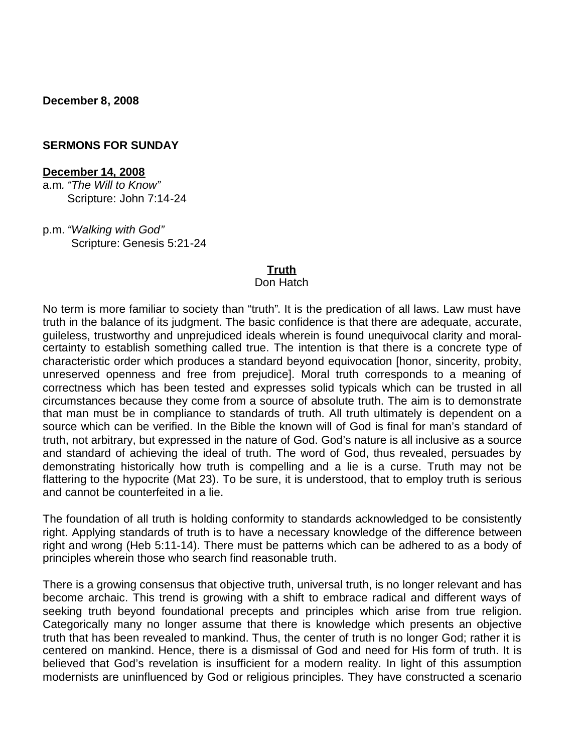**December 8, 2008**

**SERMONS FOR SUNDAY**

**<u>December 14, 2008</u>**

a.m. *"The Will to Know"*
Scripture: John 7:14-24

p.m. *"Walking with God"*
Scripture: Genesis 5:21-24

## <u>Truth</u>

Don Hatch

No term is more familiar to society than "truth". It is the predication of all laws. Law must have truth in the balance of its judgment. The basic confidence is that there are adequate, accurate, guileless, trustworthy and unprejudiced ideals wherein is found unequivocal clarity and moral-certainty to establish something called true. The intention is that there is a concrete type of characteristic order which produces a standard beyond equivocation [honor, sincerity, probity, unreserved openness and free from prejudice]. Moral truth corresponds to a meaning of correctness which has been tested and expresses solid typicals which can be trusted in all circumstances because they come from a source of absolute truth. The aim is to demonstrate that man must be in compliance to standards of truth. All truth ultimately is dependent on a source which can be verified. In the Bible the known will of God is final for man's standard of truth, not arbitrary, but expressed in the nature of God. God's nature is all inclusive as a source and standard of achieving the ideal of truth. The word of God, thus revealed, persuades by demonstrating historically how truth is compelling and a lie is a curse. Truth may not be flattering to the hypocrite (Mat 23). To be sure, it is understood, that to employ truth is serious and cannot be counterfeited in a lie.

The foundation of all truth is holding conformity to standards acknowledged to be consistently right. Applying standards of truth is to have a necessary knowledge of the difference between right and wrong (Heb 5:11-14). There must be patterns which can be adhered to as a body of principles wherein those who search find reasonable truth.

There is a growing consensus that objective truth, universal truth, is no longer relevant and has become archaic. This trend is growing with a shift to embrace radical and different ways of seeking truth beyond foundational precepts and principles which arise from true religion. Categorically many no longer assume that there is knowledge which presents an objective truth that has been revealed to mankind. Thus, the center of truth is no longer God; rather it is centered on mankind. Hence, there is a dismissal of God and need for His form of truth. It is believed that God's revelation is insufficient for a modern reality. In light of this assumption modernists are uninfluenced by God or religious principles. They have constructed a scenario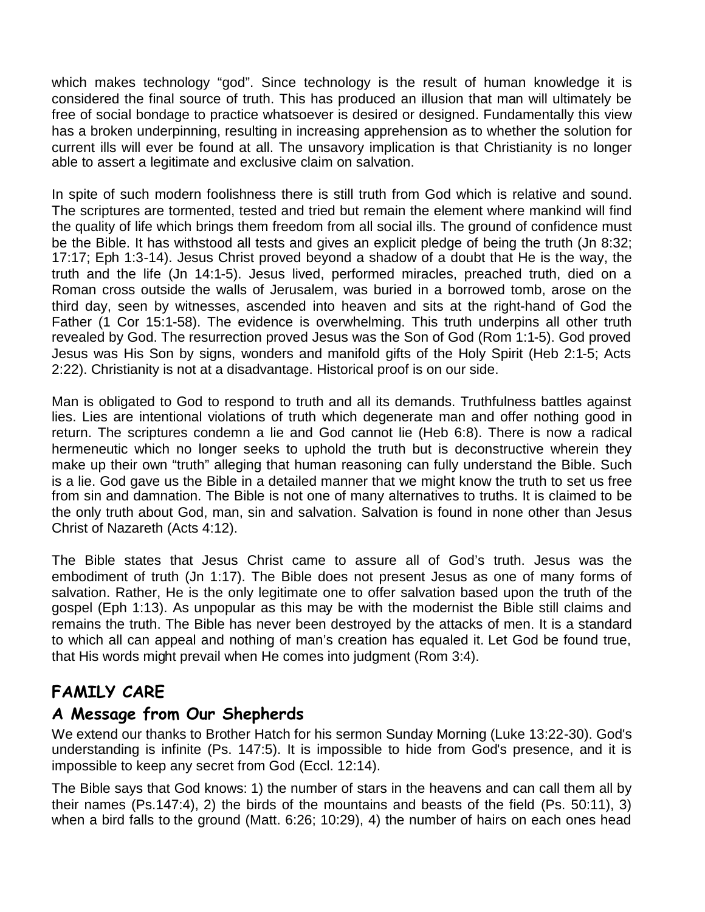which makes technology "god". Since technology is the result of human knowledge it is considered the final source of truth. This has produced an illusion that man will ultimately be free of social bondage to practice whatsoever is desired or designed. Fundamentally this view has a broken underpinning, resulting in increasing apprehension as to whether the solution for current ills will ever be found at all. The unsavory implication is that Christianity is no longer able to assert a legitimate and exclusive claim on salvation.

In spite of such modern foolishness there is still truth from God which is relative and sound. The scriptures are tormented, tested and tried but remain the element where mankind will find the quality of life which brings them freedom from all social ills. The ground of confidence must be the Bible. It has withstood all tests and gives an explicit pledge of being the truth (Jn 8:32; 17:17; Eph 1:3-14). Jesus Christ proved beyond a shadow of a doubt that He is the way, the truth and the life (Jn 14:1-5). Jesus lived, performed miracles, preached truth, died on a Roman cross outside the walls of Jerusalem, was buried in a borrowed tomb, arose on the third day, seen by witnesses, ascended into heaven and sits at the right-hand of God the Father (1 Cor 15:1-58). The evidence is overwhelming. This truth underpins all other truth revealed by God. The resurrection proved Jesus was the Son of God (Rom 1:1-5). God proved Jesus was His Son by signs, wonders and manifold gifts of the Holy Spirit (Heb 2:1-5; Acts 2:22). Christianity is not at a disadvantage. Historical proof is on our side.

Man is obligated to God to respond to truth and all its demands. Truthfulness battles against lies. Lies are intentional violations of truth which degenerate man and offer nothing good in return. The scriptures condemn a lie and God cannot lie (Heb 6:8). There is now a radical hermeneutic which no longer seeks to uphold the truth but is deconstructive wherein they make up their own "truth" alleging that human reasoning can fully understand the Bible. Such is a lie. God gave us the Bible in a detailed manner that we might know the truth to set us free from sin and damnation. The Bible is not one of many alternatives to truths. It is claimed to be the only truth about God, man, sin and salvation. Salvation is found in none other than Jesus Christ of Nazareth (Acts 4:12).

The Bible states that Jesus Christ came to assure all of God's truth. Jesus was the embodiment of truth (Jn 1:17). The Bible does not present Jesus as one of many forms of salvation. Rather, He is the only legitimate one to offer salvation based upon the truth of the gospel (Eph 1:13). As unpopular as this may be with the modernist the Bible still claims and remains the truth. The Bible has never been destroyed by the attacks of men. It is a standard to which all can appeal and nothing of man's creation has equaled it. Let God be found true, that His words might prevail when He comes into judgment (Rom 3:4).

## FAMILY CARE

### A Message from Our Shepherds

We extend our thanks to Brother Hatch for his sermon Sunday Morning (Luke 13:22-30). God's understanding is infinite (Ps. 147:5). It is impossible to hide from God's presence, and it is impossible to keep any secret from God (Eccl. 12:14).

The Bible says that God knows: 1) the number of stars in the heavens and can call them all by their names (Ps.147:4), 2) the birds of the mountains and beasts of the field (Ps. 50:11), 3) when a bird falls to the ground (Matt. 6:26; 10:29), 4) the number of hairs on each ones head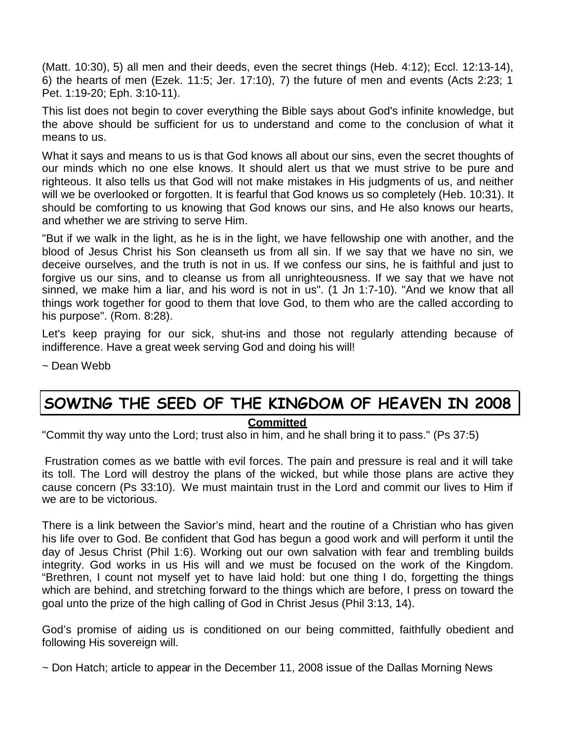(Matt. 10:30), 5) all men and their deeds, even the secret things (Heb. 4:12); Eccl. 12:13-14), 6) the hearts of men (Ezek. 11:5; Jer. 17:10), 7) the future of men and events (Acts 2:23; 1 Pet. 1:19-20; Eph. 3:10-11).

This list does not begin to cover everything the Bible says about God's infinite knowledge, but the above should be sufficient for us to understand and come to the conclusion of what it means to us.

What it says and means to us is that God knows all about our sins, even the secret thoughts of our minds which no one else knows. It should alert us that we must strive to be pure and righteous. It also tells us that God will not make mistakes in His judgments of us, and neither will we be overlooked or forgotten. It is fearful that God knows us so completely (Heb. 10:31). It should be comforting to us knowing that God knows our sins, and He also knows our hearts, and whether we are striving to serve Him.

"But if we walk in the light, as he is in the light, we have fellowship one with another, and the blood of Jesus Christ his Son cleanseth us from all sin. If we say that we have no sin, we deceive ourselves, and the truth is not in us. If we confess our sins, he is faithful and just to forgive us our sins, and to cleanse us from all unrighteousness. If we say that we have not sinned, we make him a liar, and his word is not in us". (1 Jn 1:7-10). "And we know that all things work together for good to them that love God, to them who are the called according to his purpose". (Rom. 8:28).

Let's keep praying for our sick, shut-ins and those not regularly attending because of indifference. Have a great week serving God and doing his will!

~ Dean Webb

## SOWING THE SEED OF THE KINGDOM OF HEAVEN IN 2008

**Committed**

"Commit thy way unto the Lord; trust also in him, and he shall bring it to pass." (Ps 37:5)

Frustration comes as we battle with evil forces. The pain and pressure is real and it will take its toll. The Lord will destroy the plans of the wicked, but while those plans are active they cause concern (Ps 33:10). We must maintain trust in the Lord and commit our lives to Him if we are to be victorious.

There is a link between the Savior's mind, heart and the routine of a Christian who has given his life over to God. Be confident that God has begun a good work and will perform it until the day of Jesus Christ (Phil 1:6). Working out our own salvation with fear and trembling builds integrity. God works in us His will and we must be focused on the work of the Kingdom. "Brethren, I count not myself yet to have laid hold: but one thing I do, forgetting the things which are behind, and stretching forward to the things which are before, I press on toward the goal unto the prize of the high calling of God in Christ Jesus (Phil 3:13, 14).

God's promise of aiding us is conditioned on our being committed, faithfully obedient and following His sovereign will.

~ Don Hatch; article to appear in the December 11, 2008 issue of the Dallas Morning News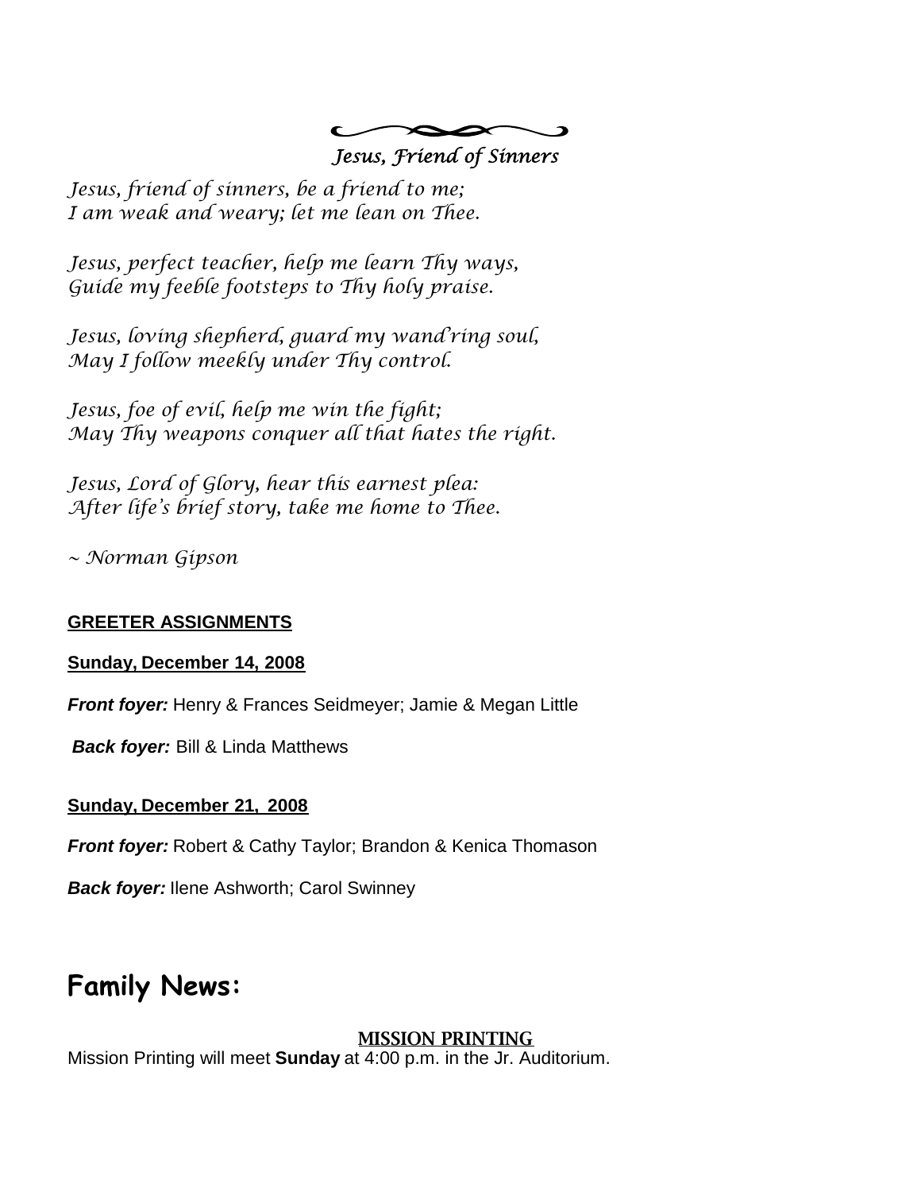### *Jesus, Friend of Sinners*

*Jesus, friend of sinners, be a friend to me;*
*I am weak and weary; let me lean on Thee.*

*Jesus, perfect teacher, help me learn Thy ways,*
*Guide my feeble footsteps to Thy holy praise.*

*Jesus, loving shepherd, guard my wand'ring soul,*
*May I follow meekly under Thy control.*

*Jesus, foe of evil, help me win the fight;*
*May Thy weapons conquer all that hates the right.*

*Jesus, Lord of Glory, hear this earnest plea:*
*After life's brief story, take me home to Thee.*

*~ Norman Gipson*

**GREETER ASSIGNMENTS**

**Sunday, December 14, 2008**

***Front foyer:*** Henry & Frances Seidmeyer; Jamie & Megan Little

***Back foyer:*** Bill & Linda Matthews

**Sunday, December 21, 2008**

***Front foyer:*** Robert & Cathy Taylor; Brandon & Kenica Thomason

***Back foyer:*** Ilene Ashworth; Carol Swinney

# Family News:

**MISSION PRINTING**

Mission Printing will meet **Sunday** at 4:00 p.m. in the Jr. Auditorium.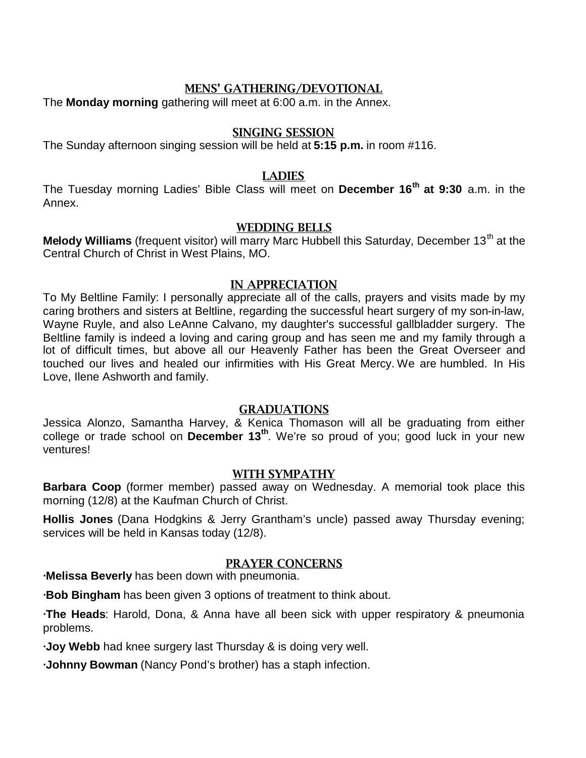## MENS' GATHERING/DEVOTIONAL

The **Monday morning** gathering will meet at 6:00 a.m. in the Annex.

## SINGING SESSION

The Sunday afternoon singing session will be held at **5:15 p.m.** in room #116.

## LADIES

The Tuesday morning Ladies' Bible Class will meet on **December 16th at 9:30** a.m. in the Annex.

## WEDDING BELLS

**Melody Williams** (frequent visitor) will marry Marc Hubbell this Saturday, December 13th at the Central Church of Christ in West Plains, MO.

## IN APPRECIATION

To My Beltline Family: I personally appreciate all of the calls, prayers and visits made by my caring brothers and sisters at Beltline, regarding the successful heart surgery of my son-in-law, Wayne Ruyle, and also LeAnne Calvano, my daughter's successful gallbladder surgery. The Beltline family is indeed a loving and caring group and has seen me and my family through a lot of difficult times, but above all our Heavenly Father has been the Great Overseer and touched our lives and healed our infirmities with His Great Mercy. We are humbled. In His Love, Ilene Ashworth and family.

## GRADUATIONS

Jessica Alonzo, Samantha Harvey, & Kenica Thomason will all be graduating from either college or trade school on **December 13th**. We're so proud of you; good luck in your new ventures!

## WITH SYMPATHY

**Barbara Coop** (former member) passed away on Wednesday. A memorial took place this morning (12/8) at the Kaufman Church of Christ.

**Hollis Jones** (Dana Hodgkins & Jerry Grantham's uncle) passed away Thursday evening; services will be held in Kansas today (12/8).

## PRAYER CONCERNS

- **Melissa Beverly** has been down with pneumonia.
- **Bob Bingham** has been given 3 options of treatment to think about.
- **The Heads**: Harold, Dona, & Anna have all been sick with upper respiratory & pneumonia problems.
- **Joy Webb** had knee surgery last Thursday & is doing very well.
- **Johnny Bowman** (Nancy Pond's brother) has a staph infection.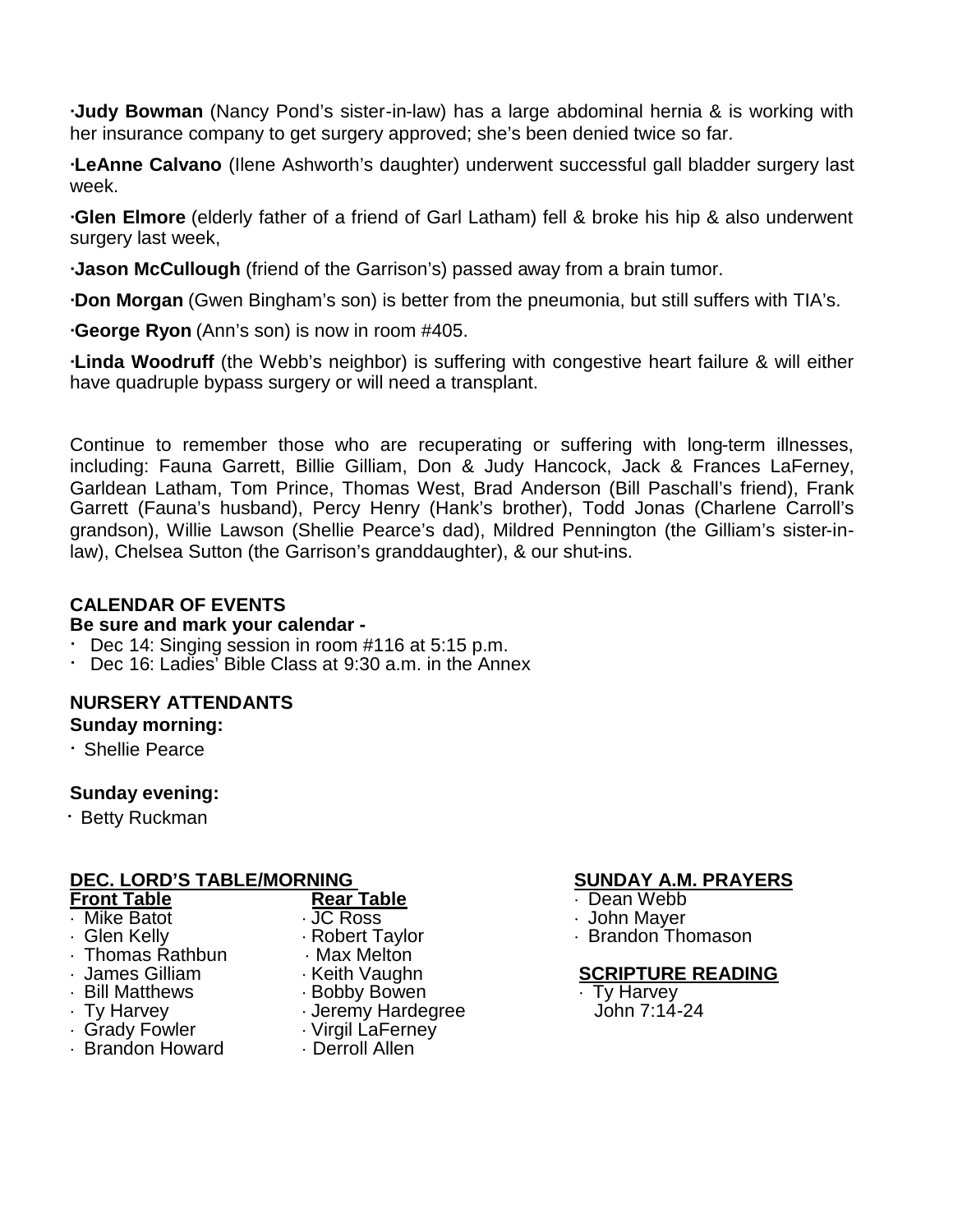·**Judy Bowman** (Nancy Pond's sister-in-law) has a large abdominal hernia & is working with her insurance company to get surgery approved; she's been denied twice so far.

·**LeAnne Calvano** (Ilene Ashworth's daughter) underwent successful gall bladder surgery last week.

·**Glen Elmore** (elderly father of a friend of Garl Latham) fell & broke his hip & also underwent surgery last week,

·**Jason McCullough** (friend of the Garrison's) passed away from a brain tumor.

·**Don Morgan** (Gwen Bingham's son) is better from the pneumonia, but still suffers with TIA's.

·**George Ryon** (Ann's son) is now in room #405.

·**Linda Woodruff** (the Webb's neighbor) is suffering with congestive heart failure & will either have quadruple bypass surgery or will need a transplant.

Continue to remember those who are recuperating or suffering with long-term illnesses, including: Fauna Garrett, Billie Gilliam, Don & Judy Hancock, Jack & Frances LaFerney, Garldean Latham, Tom Prince, Thomas West, Brad Anderson (Bill Paschall's friend), Frank Garrett (Fauna's husband), Percy Henry (Hank's brother), Todd Jonas (Charlene Carroll's grandson), Willie Lawson (Shellie Pearce's dad), Mildred Pennington (the Gilliam's sister-in-law), Chelsea Sutton (the Garrison's granddaughter), & our shut-ins.

## CALENDAR OF EVENTS

**Be sure and mark your calendar -**

- Dec 14: Singing session in room #116 at 5:15 p.m.
- Dec 16: Ladies' Bible Class at 9:30 a.m. in the Annex

## NURSERY ATTENDANTS

**Sunday morning:**

- Shellie Pearce

**Sunday evening:**

- Betty Ruckman

## DEC. LORD'S TABLE/MORNING

| Front Table | Rear Table |
|---|---|
| Mike Batot | JC Ross |
| Glen Kelly | Robert Taylor |
| Thomas Rathbun | Max Melton |
| James Gilliam | Keith Vaughn |
| Bill Matthews | Bobby Bowen |
| Ty Harvey | Jeremy Hardegree |
| Grady Fowler | Virgil LaFerney |
| Brandon Howard | Derroll Allen |

## SUNDAY A.M. PRAYERS

- Dean Webb
- John Mayer
- Brandon Thomason

## SCRIPTURE READING

- Ty Harvey
  John 7:14-24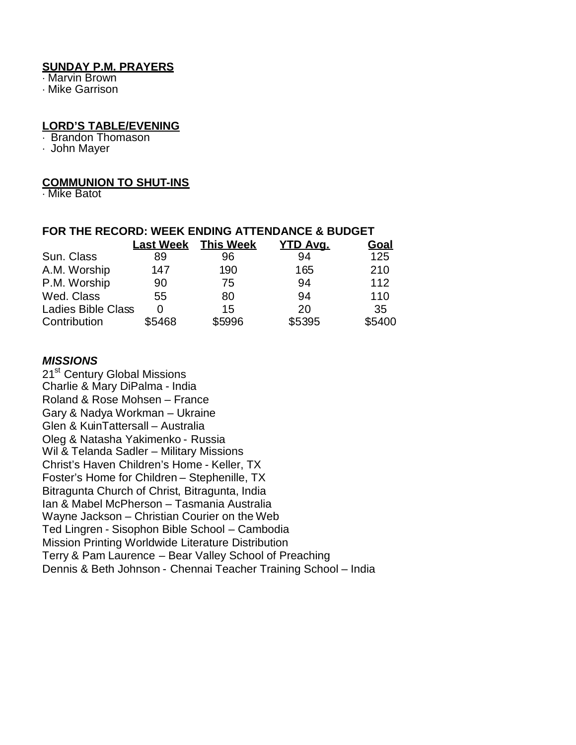**SUNDAY P.M. PRAYERS**

- Marvin Brown
- Mike Garrison

**LORD'S TABLE/EVENING**

- Brandon Thomason
- John Mayer

**COMMUNION TO SHUT-INS**

- Mike Batot

**FOR THE RECORD: WEEK ENDING ATTENDANCE & BUDGET**

| | Last Week | This Week | YTD Avg. | Goal |
|---|---|---|---|---|
| Sun. Class | 89 | 96 | 94 | 125 |
| A.M. Worship | 147 | 190 | 165 | 210 |
| P.M. Worship | 90 | 75 | 94 | 112 |
| Wed. Class | 55 | 80 | 94 | 110 |
| Ladies Bible Class | 0 | 15 | 20 | 35 |
| Contribution | $5468 | $5996 | $5395 | $5400 |

***MISSIONS***

21st Century Global Missions
Charlie & Mary DiPalma - India
Roland & Rose Mohsen – France
Gary & Nadya Workman – Ukraine
Glen & KuinTattersall – Australia
Oleg & Natasha Yakimenko - Russia
Wil & Telanda Sadler – Military Missions
Christ's Haven Children's Home - Keller, TX
Foster's Home for Children – Stephenille, TX
Bitragunta Church of Christ, Bitragunta, India
Ian & Mabel McPherson – Tasmania Australia
Wayne Jackson – Christian Courier on the Web
Ted Lingren - Sisophon Bible School – Cambodia
Mission Printing Worldwide Literature Distribution
Terry & Pam Laurence – Bear Valley School of Preaching
Dennis & Beth Johnson - Chennai Teacher Training School – India